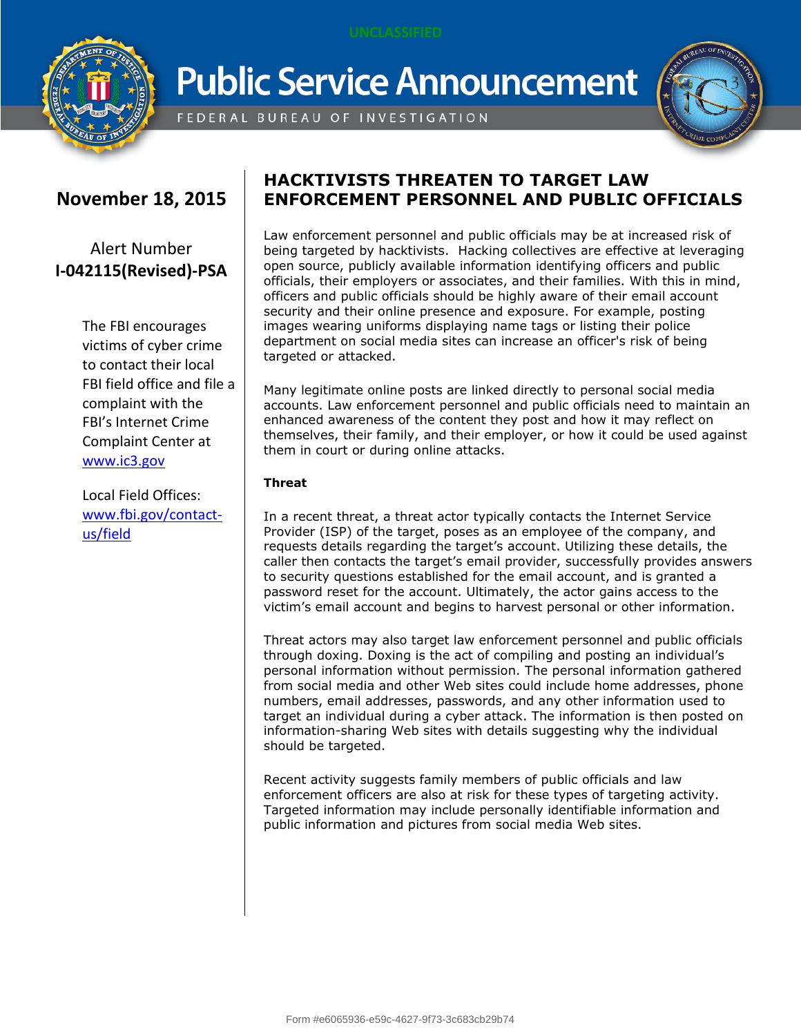UNCLASSIFIED

# Public Service Announcement

FEDERAL BUREAU OF INVESTIGATION

**November 18, 2015**

Alert Number
**I-042115(Revised)-PSA**

The FBI encourages victims of cyber crime to contact their local FBI field office and file a complaint with the FBI's Internet Crime Complaint Center at www.ic3.gov

Local Field Offices: www.fbi.gov/contact-us/field

## HACKTIVISTS THREATEN TO TARGET LAW ENFORCEMENT PERSONNEL AND PUBLIC OFFICIALS

Law enforcement personnel and public officials may be at increased risk of being targeted by hacktivists. Hacking collectives are effective at leveraging open source, publicly available information identifying officers and public officials, their employers or associates, and their families. With this in mind, officers and public officials should be highly aware of their email account security and their online presence and exposure. For example, posting images wearing uniforms displaying name tags or listing their police department on social media sites can increase an officer's risk of being targeted or attacked.

Many legitimate online posts are linked directly to personal social media accounts. Law enforcement personnel and public officials need to maintain an enhanced awareness of the content they post and how it may reflect on themselves, their family, and their employer, or how it could be used against them in court or during online attacks.

**Threat**

In a recent threat, a threat actor typically contacts the Internet Service Provider (ISP) of the target, poses as an employee of the company, and requests details regarding the target's account. Utilizing these details, the caller then contacts the target's email provider, successfully provides answers to security questions established for the email account, and is granted a password reset for the account. Ultimately, the actor gains access to the victim's email account and begins to harvest personal or other information.

Threat actors may also target law enforcement personnel and public officials through doxing. Doxing is the act of compiling and posting an individual's personal information without permission. The personal information gathered from social media and other Web sites could include home addresses, phone numbers, email addresses, passwords, and any other information used to target an individual during a cyber attack. The information is then posted on information-sharing Web sites with details suggesting why the individual should be targeted.

Recent activity suggests family members of public officials and law enforcement officers are also at risk for these types of targeting activity. Targeted information may include personally identifiable information and public information and pictures from social media Web sites.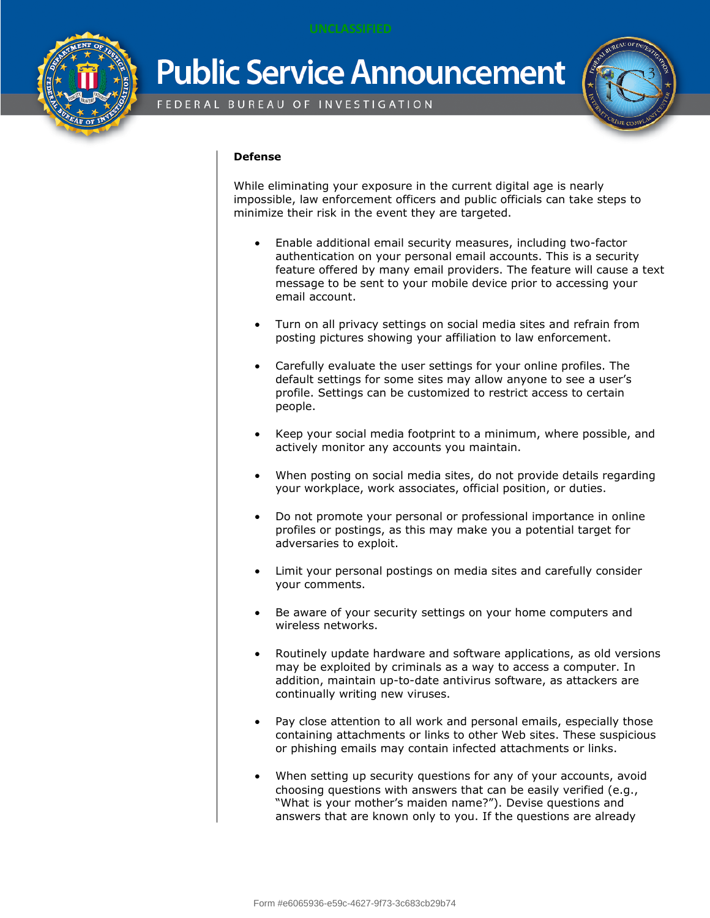**Defense**

While eliminating your exposure in the current digital age is nearly impossible, law enforcement officers and public officials can take steps to minimize their risk in the event they are targeted.

- Enable additional email security measures, including two-factor authentication on your personal email accounts. This is a security feature offered by many email providers. The feature will cause a text message to be sent to your mobile device prior to accessing your email account.
- Turn on all privacy settings on social media sites and refrain from posting pictures showing your affiliation to law enforcement.
- Carefully evaluate the user settings for your online profiles. The default settings for some sites may allow anyone to see a user's profile. Settings can be customized to restrict access to certain people.
- Keep your social media footprint to a minimum, where possible, and actively monitor any accounts you maintain.
- When posting on social media sites, do not provide details regarding your workplace, work associates, official position, or duties.
- Do not promote your personal or professional importance in online profiles or postings, as this may make you a potential target for adversaries to exploit.
- Limit your personal postings on media sites and carefully consider your comments.
- Be aware of your security settings on your home computers and wireless networks.
- Routinely update hardware and software applications, as old versions may be exploited by criminals as a way to access a computer. In addition, maintain up-to-date antivirus software, as attackers are continually writing new viruses.
- Pay close attention to all work and personal emails, especially those containing attachments or links to other Web sites. These suspicious or phishing emails may contain infected attachments or links.
- When setting up security questions for any of your accounts, avoid choosing questions with answers that can be easily verified (e.g., "What is your mother's maiden name?"). Devise questions and answers that are known only to you. If the questions are already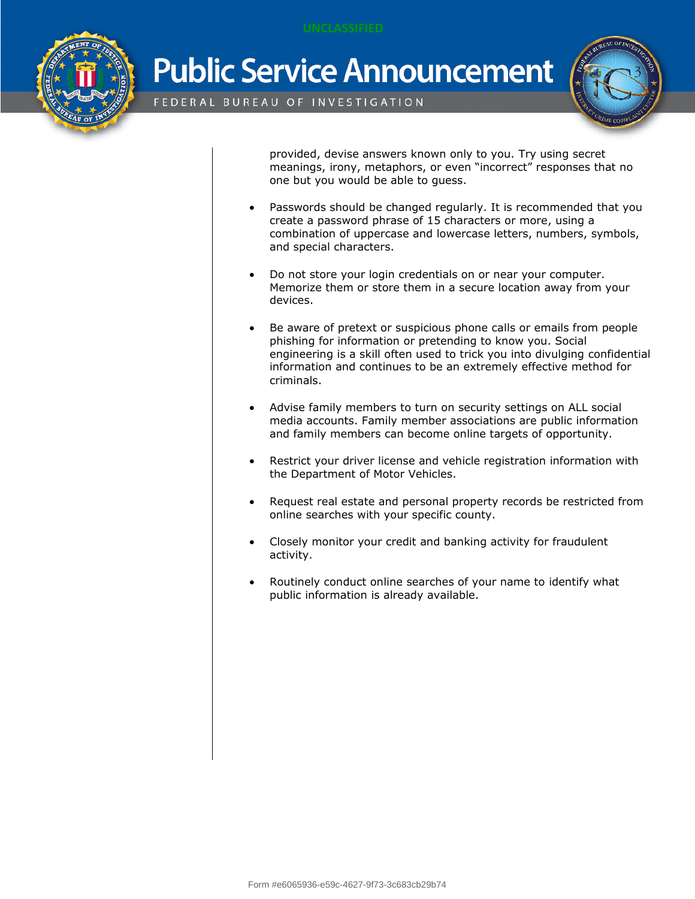provided, devise answers known only to you. Try using secret meanings, irony, metaphors, or even “incorrect” responses that no one but you would be able to guess.

- Passwords should be changed regularly. It is recommended that you create a password phrase of 15 characters or more, using a combination of uppercase and lowercase letters, numbers, symbols, and special characters.

- Do not store your login credentials on or near your computer. Memorize them or store them in a secure location away from your devices.

- Be aware of pretext or suspicious phone calls or emails from people phishing for information or pretending to know you. Social engineering is a skill often used to trick you into divulging confidential information and continues to be an extremely effective method for criminals.

- Advise family members to turn on security settings on ALL social media accounts. Family member associations are public information and family members can become online targets of opportunity.

- Restrict your driver license and vehicle registration information with the Department of Motor Vehicles.

- Request real estate and personal property records be restricted from online searches with your specific county.

- Closely monitor your credit and banking activity for fraudulent activity.

- Routinely conduct online searches of your name to identify what public information is already available.